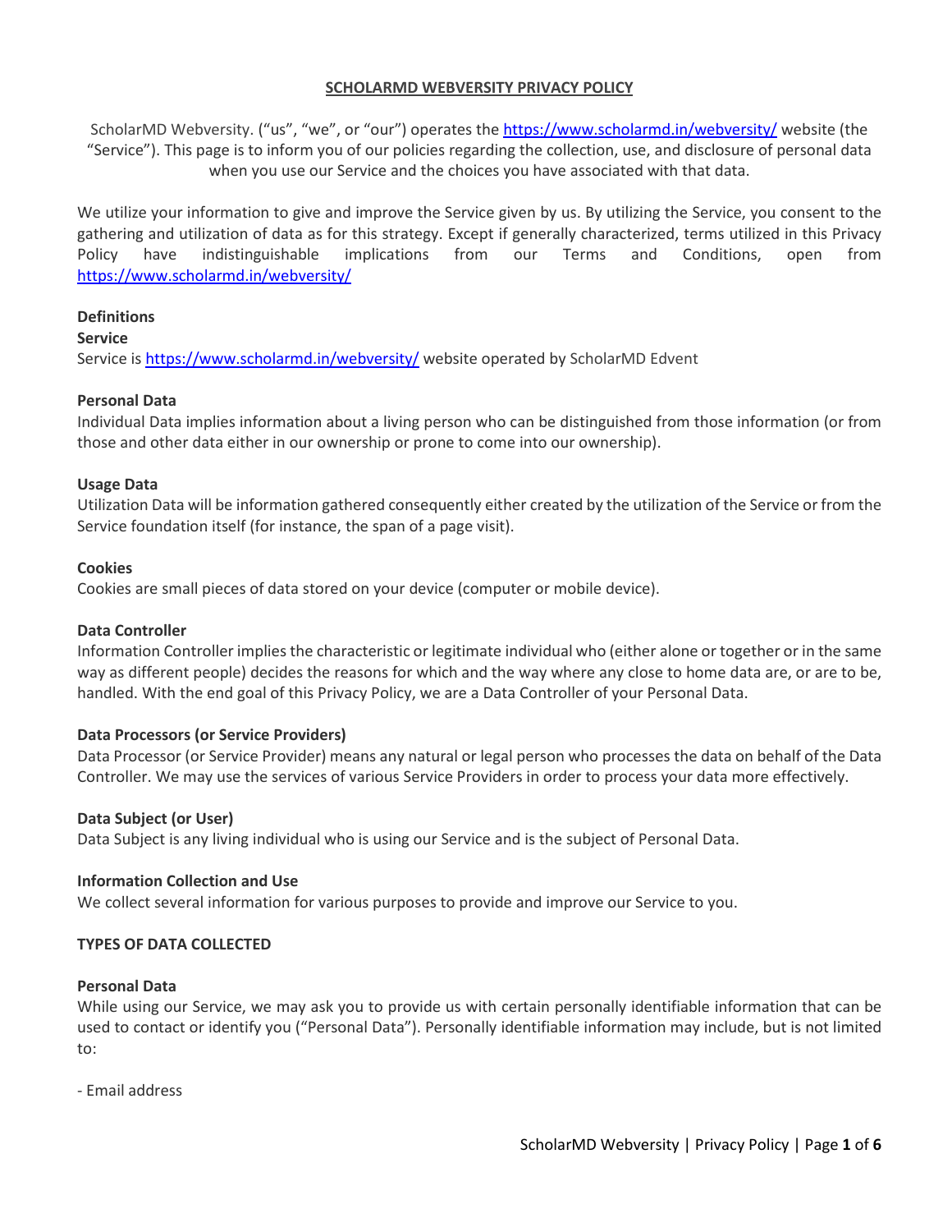# SCHOLARMD WEBVERSITY PRIVACY POLICY

ScholarMD Webversity. ("us", "we", or "our") operates the https://www.scholarmd.in/webversity/ website (the "Service"). This page is to inform you of our policies regarding the collection, use, and disclosure of personal data when you use our Service and the choices you have associated with that data.

We utilize your information to give and improve the Service given by us. By utilizing the Service, you consent to the gathering and utilization of data as for this strategy. Except if generally characterized, terms utilized in this Privacy Policy have indistinguishable implications from our Terms and Conditions, open from https://www.scholarmd.in/webversity/

**Definitions**

**Service**

Service is https://www.scholarmd.in/webversity/ website operated by ScholarMD Edvent

**Personal Data**

Individual Data implies information about a living person who can be distinguished from those information (or from those and other data either in our ownership or prone to come into our ownership).

**Usage Data**

Utilization Data will be information gathered consequently either created by the utilization of the Service or from the Service foundation itself (for instance, the span of a page visit).

**Cookies**

Cookies are small pieces of data stored on your device (computer or mobile device).

**Data Controller**

Information Controller implies the characteristic or legitimate individual who (either alone or together or in the same way as different people) decides the reasons for which and the way where any close to home data are, or are to be, handled. With the end goal of this Privacy Policy, we are a Data Controller of your Personal Data.

**Data Processors (or Service Providers)**

Data Processor (or Service Provider) means any natural or legal person who processes the data on behalf of the Data Controller. We may use the services of various Service Providers in order to process your data more effectively.

**Data Subject (or User)**

Data Subject is any living individual who is using our Service and is the subject of Personal Data.

**Information Collection and Use**

We collect several information for various purposes to provide and improve our Service to you.

**TYPES OF DATA COLLECTED**

**Personal Data**

While using our Service, we may ask you to provide us with certain personally identifiable information that can be used to contact or identify you ("Personal Data"). Personally identifiable information may include, but is not limited to:

- Email address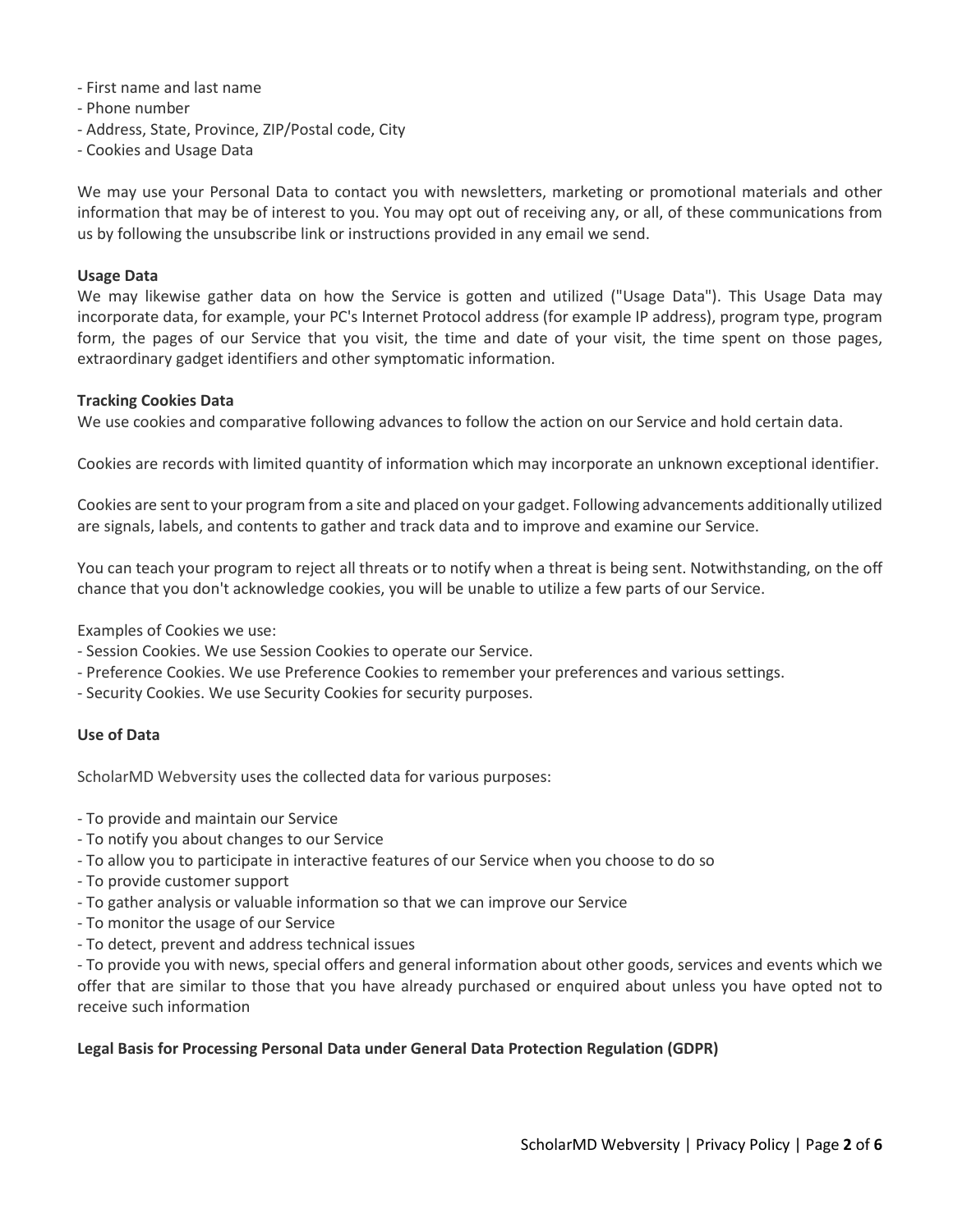- First name and last name
- Phone number
- Address, State, Province, ZIP/Postal code, City
- Cookies and Usage Data

We may use your Personal Data to contact you with newsletters, marketing or promotional materials and other information that may be of interest to you. You may opt out of receiving any, or all, of these communications from us by following the unsubscribe link or instructions provided in any email we send.

**Usage Data**

We may likewise gather data on how the Service is gotten and utilized ("Usage Data"). This Usage Data may incorporate data, for example, your PC's Internet Protocol address (for example IP address), program type, program form, the pages of our Service that you visit, the time and date of your visit, the time spent on those pages, extraordinary gadget identifiers and other symptomatic information.

**Tracking Cookies Data**

We use cookies and comparative following advances to follow the action on our Service and hold certain data.

Cookies are records with limited quantity of information which may incorporate an unknown exceptional identifier.

Cookies are sent to your program from a site and placed on your gadget. Following advancements additionally utilized are signals, labels, and contents to gather and track data and to improve and examine our Service.

You can teach your program to reject all threats or to notify when a threat is being sent. Notwithstanding, on the off chance that you don't acknowledge cookies, you will be unable to utilize a few parts of our Service.

Examples of Cookies we use:
- Session Cookies. We use Session Cookies to operate our Service.
- Preference Cookies. We use Preference Cookies to remember your preferences and various settings.
- Security Cookies. We use Security Cookies for security purposes.

**Use of Data**

ScholarMD Webversity uses the collected data for various purposes:

- To provide and maintain our Service
- To notify you about changes to our Service
- To allow you to participate in interactive features of our Service when you choose to do so
- To provide customer support
- To gather analysis or valuable information so that we can improve our Service
- To monitor the usage of our Service
- To detect, prevent and address technical issues
- To provide you with news, special offers and general information about other goods, services and events which we offer that are similar to those that you have already purchased or enquired about unless you have opted not to receive such information

**Legal Basis for Processing Personal Data under General Data Protection Regulation (GDPR)**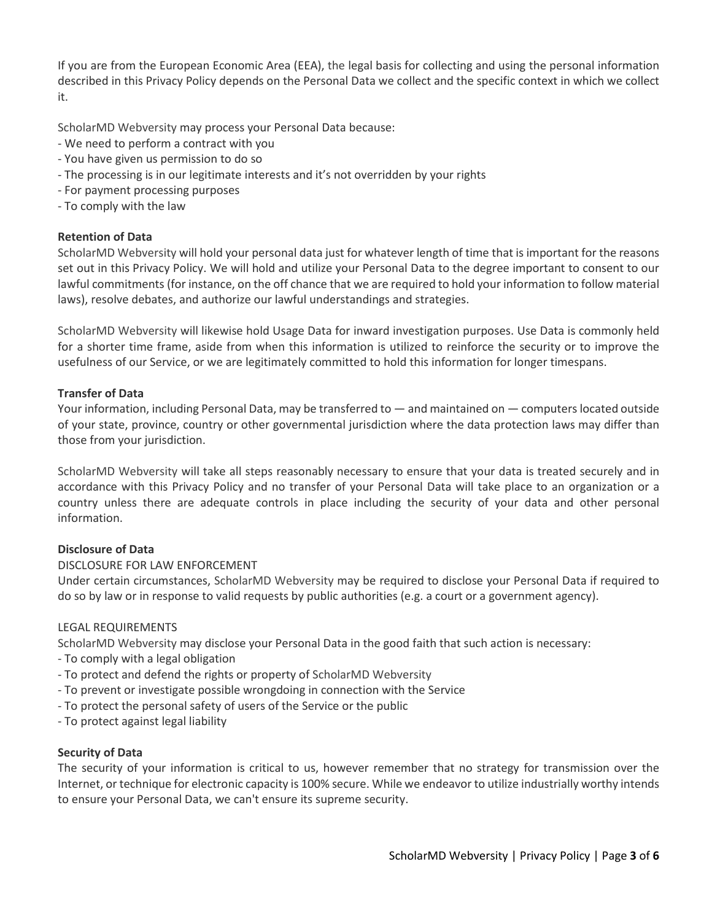If you are from the European Economic Area (EEA), the legal basis for collecting and using the personal information described in this Privacy Policy depends on the Personal Data we collect and the specific context in which we collect it.

ScholarMD Webversity may process your Personal Data because:
- We need to perform a contract with you
- You have given us permission to do so
- The processing is in our legitimate interests and it's not overridden by your rights
- For payment processing purposes
- To comply with the law

**Retention of Data**

ScholarMD Webversity will hold your personal data just for whatever length of time that is important for the reasons set out in this Privacy Policy. We will hold and utilize your Personal Data to the degree important to consent to our lawful commitments (for instance, on the off chance that we are required to hold your information to follow material laws), resolve debates, and authorize our lawful understandings and strategies.

ScholarMD Webversity will likewise hold Usage Data for inward investigation purposes. Use Data is commonly held for a shorter time frame, aside from when this information is utilized to reinforce the security or to improve the usefulness of our Service, or we are legitimately committed to hold this information for longer timespans.

**Transfer of Data**

Your information, including Personal Data, may be transferred to — and maintained on — computers located outside of your state, province, country or other governmental jurisdiction where the data protection laws may differ than those from your jurisdiction.

ScholarMD Webversity will take all steps reasonably necessary to ensure that your data is treated securely and in accordance with this Privacy Policy and no transfer of your Personal Data will take place to an organization or a country unless there are adequate controls in place including the security of your data and other personal information.

**Disclosure of Data**

DISCLOSURE FOR LAW ENFORCEMENT

Under certain circumstances, ScholarMD Webversity may be required to disclose your Personal Data if required to do so by law or in response to valid requests by public authorities (e.g. a court or a government agency).

LEGAL REQUIREMENTS

ScholarMD Webversity may disclose your Personal Data in the good faith that such action is necessary:
- To comply with a legal obligation
- To protect and defend the rights or property of ScholarMD Webversity
- To prevent or investigate possible wrongdoing in connection with the Service
- To protect the personal safety of users of the Service or the public
- To protect against legal liability

**Security of Data**

The security of your information is critical to us, however remember that no strategy for transmission over the Internet, or technique for electronic capacity is 100% secure. While we endeavor to utilize industrially worthy intends to ensure your Personal Data, we can't ensure its supreme security.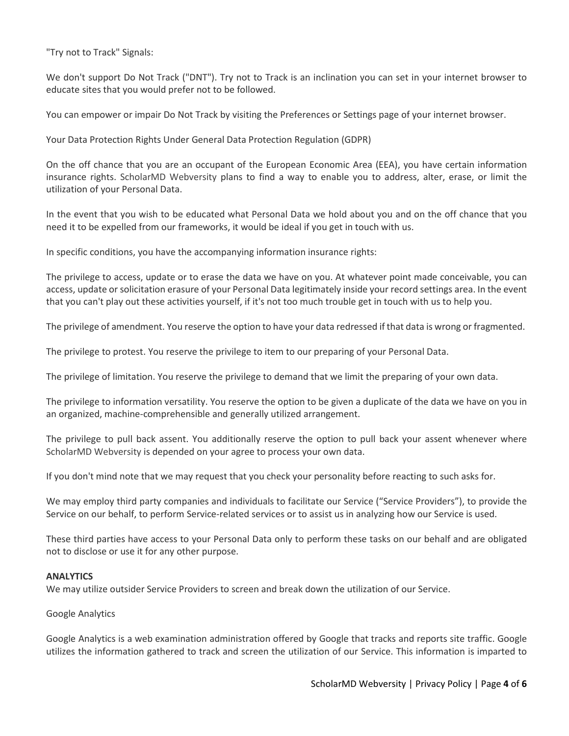"Try not to Track" Signals:

We don't support Do Not Track ("DNT"). Try not to Track is an inclination you can set in your internet browser to educate sites that you would prefer not to be followed.

You can empower or impair Do Not Track by visiting the Preferences or Settings page of your internet browser.

Your Data Protection Rights Under General Data Protection Regulation (GDPR)

On the off chance that you are an occupant of the European Economic Area (EEA), you have certain information insurance rights. ScholarMD Webversity plans to find a way to enable you to address, alter, erase, or limit the utilization of your Personal Data.

In the event that you wish to be educated what Personal Data we hold about you and on the off chance that you need it to be expelled from our frameworks, it would be ideal if you get in touch with us.

In specific conditions, you have the accompanying information insurance rights:

The privilege to access, update or to erase the data we have on you. At whatever point made conceivable, you can access, update or solicitation erasure of your Personal Data legitimately inside your record settings area. In the event that you can't play out these activities yourself, if it's not too much trouble get in touch with us to help you.

The privilege of amendment. You reserve the option to have your data redressed if that data is wrong or fragmented.

The privilege to protest. You reserve the privilege to item to our preparing of your Personal Data.

The privilege of limitation. You reserve the privilege to demand that we limit the preparing of your own data.

The privilege to information versatility. You reserve the option to be given a duplicate of the data we have on you in an organized, machine-comprehensible and generally utilized arrangement.

The privilege to pull back assent. You additionally reserve the option to pull back your assent whenever where ScholarMD Webversity is depended on your agree to process your own data.

If you don't mind note that we may request that you check your personality before reacting to such asks for.

We may employ third party companies and individuals to facilitate our Service ("Service Providers"), to provide the Service on our behalf, to perform Service-related services or to assist us in analyzing how our Service is used.

These third parties have access to your Personal Data only to perform these tasks on our behalf and are obligated not to disclose or use it for any other purpose.

**ANALYTICS**

We may utilize outsider Service Providers to screen and break down the utilization of our Service.

Google Analytics

Google Analytics is a web examination administration offered by Google that tracks and reports site traffic. Google utilizes the information gathered to track and screen the utilization of our Service. This information is imparted to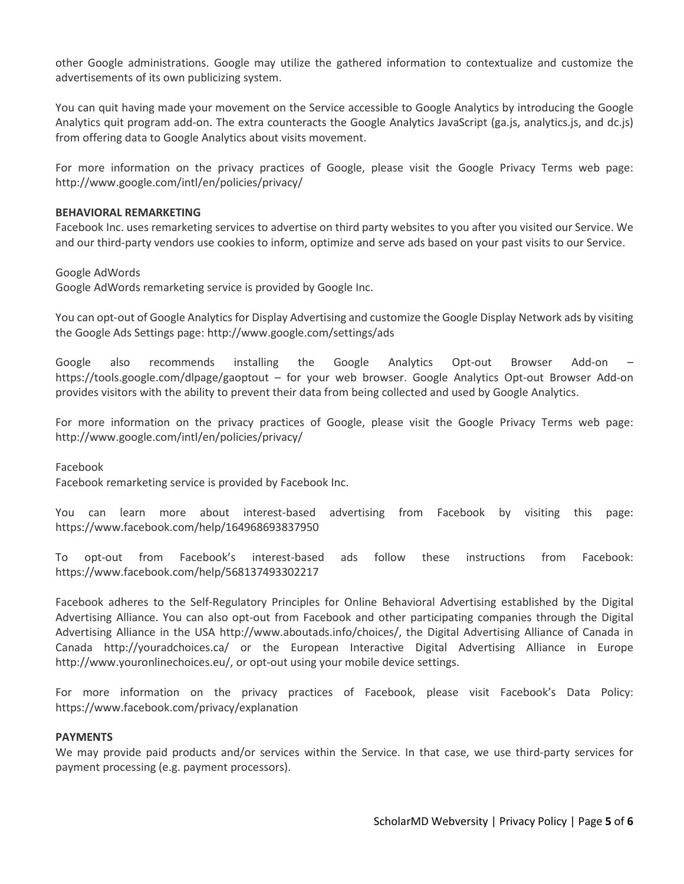other Google administrations. Google may utilize the gathered information to contextualize and customize the advertisements of its own publicizing system.

You can quit having made your movement on the Service accessible to Google Analytics by introducing the Google Analytics quit program add-on. The extra counteracts the Google Analytics JavaScript (ga.js, analytics.js, and dc.js) from offering data to Google Analytics about visits movement.

For more information on the privacy practices of Google, please visit the Google Privacy Terms web page: http://www.google.com/intl/en/policies/privacy/

**BEHAVIORAL REMARKETING**

Facebook Inc. uses remarketing services to advertise on third party websites to you after you visited our Service. We and our third-party vendors use cookies to inform, optimize and serve ads based on your past visits to our Service.

Google AdWords

Google AdWords remarketing service is provided by Google Inc.

You can opt-out of Google Analytics for Display Advertising and customize the Google Display Network ads by visiting the Google Ads Settings page: http://www.google.com/settings/ads

Google also recommends installing the Google Analytics Opt-out Browser Add-on – https://tools.google.com/dlpage/gaoptout – for your web browser. Google Analytics Opt-out Browser Add-on provides visitors with the ability to prevent their data from being collected and used by Google Analytics.

For more information on the privacy practices of Google, please visit the Google Privacy Terms web page: http://www.google.com/intl/en/policies/privacy/

Facebook

Facebook remarketing service is provided by Facebook Inc.

You can learn more about interest-based advertising from Facebook by visiting this page: https://www.facebook.com/help/164968693837950

To opt-out from Facebook's interest-based ads follow these instructions from Facebook: https://www.facebook.com/help/568137493302217

Facebook adheres to the Self-Regulatory Principles for Online Behavioral Advertising established by the Digital Advertising Alliance. You can also opt-out from Facebook and other participating companies through the Digital Advertising Alliance in the USA http://www.aboutads.info/choices/, the Digital Advertising Alliance of Canada in Canada http://youradchoices.ca/ or the European Interactive Digital Advertising Alliance in Europe http://www.youronlinechoices.eu/, or opt-out using your mobile device settings.

For more information on the privacy practices of Facebook, please visit Facebook's Data Policy: https://www.facebook.com/privacy/explanation

**PAYMENTS**

We may provide paid products and/or services within the Service. In that case, we use third-party services for payment processing (e.g. payment processors).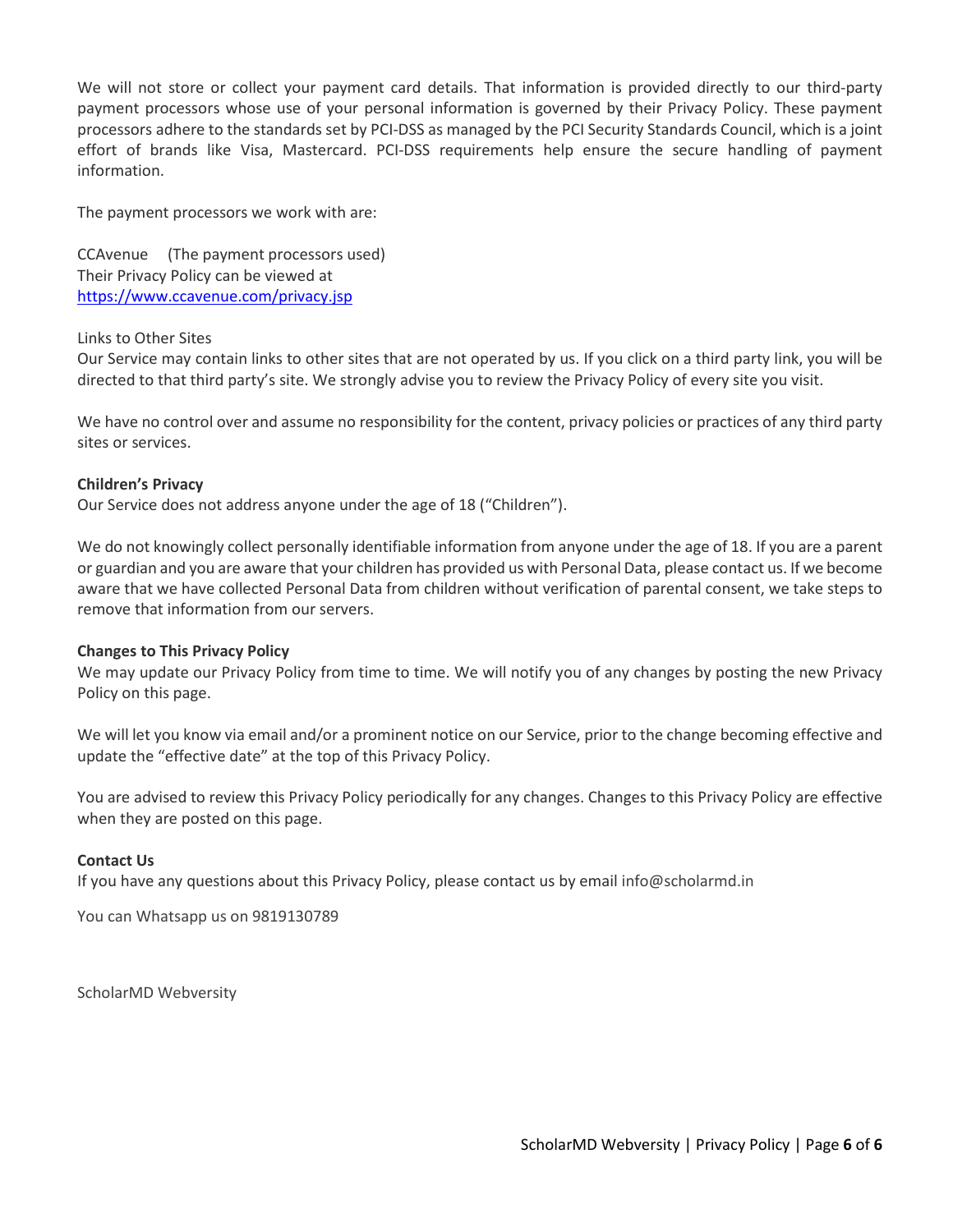We will not store or collect your payment card details. That information is provided directly to our third-party payment processors whose use of your personal information is governed by their Privacy Policy. These payment processors adhere to the standards set by PCI-DSS as managed by the PCI Security Standards Council, which is a joint effort of brands like Visa, Mastercard. PCI-DSS requirements help ensure the secure handling of payment information.

The payment processors we work with are:

CCAvenue (The payment processors used)
Their Privacy Policy can be viewed at
https://www.ccavenue.com/privacy.jsp

Links to Other Sites
Our Service may contain links to other sites that are not operated by us. If you click on a third party link, you will be directed to that third party's site. We strongly advise you to review the Privacy Policy of every site you visit.

We have no control over and assume no responsibility for the content, privacy policies or practices of any third party sites or services.

**Children's Privacy**
Our Service does not address anyone under the age of 18 ("Children").

We do not knowingly collect personally identifiable information from anyone under the age of 18. If you are a parent or guardian and you are aware that your children has provided us with Personal Data, please contact us. If we become aware that we have collected Personal Data from children without verification of parental consent, we take steps to remove that information from our servers.

**Changes to This Privacy Policy**
We may update our Privacy Policy from time to time. We will notify you of any changes by posting the new Privacy Policy on this page.

We will let you know via email and/or a prominent notice on our Service, prior to the change becoming effective and update the "effective date" at the top of this Privacy Policy.

You are advised to review this Privacy Policy periodically for any changes. Changes to this Privacy Policy are effective when they are posted on this page.

**Contact Us**
If you have any questions about this Privacy Policy, please contact us by email info@scholarmd.in

You can Whatsapp us on 9819130789

ScholarMD Webversity